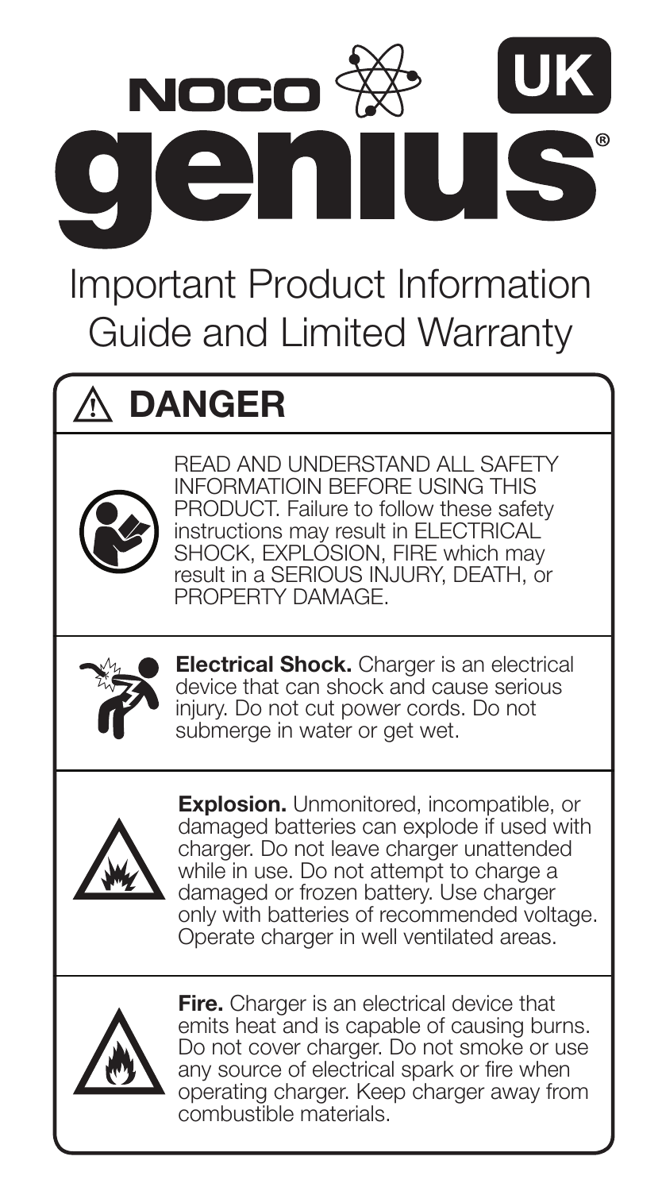# NOCO genius® UK

## Important Product Information Guide and Limited Warranty

## ⚠ DANGER

READ AND UNDERSTAND ALL SAFETY INFORMATIOIN BEFORE USING THIS PRODUCT. Failure to follow these safety instructions may result in ELECTRICAL SHOCK, EXPLOSION, FIRE which may result in a SERIOUS INJURY, DEATH, or PROPERTY DAMAGE.

**Electrical Shock.** Charger is an electrical device that can shock and cause serious injury. Do not cut power cords. Do not submerge in water or get wet.

**Explosion.** Unmonitored, incompatible, or damaged batteries can explode if used with charger. Do not leave charger unattended while in use. Do not attempt to charge a damaged or frozen battery. Use charger only with batteries of recommended voltage. Operate charger in well ventilated areas.

**Fire.** Charger is an electrical device that emits heat and is capable of causing burns. Do not cover charger. Do not smoke or use any source of electrical spark or fire when operating charger. Keep charger away from combustible materials.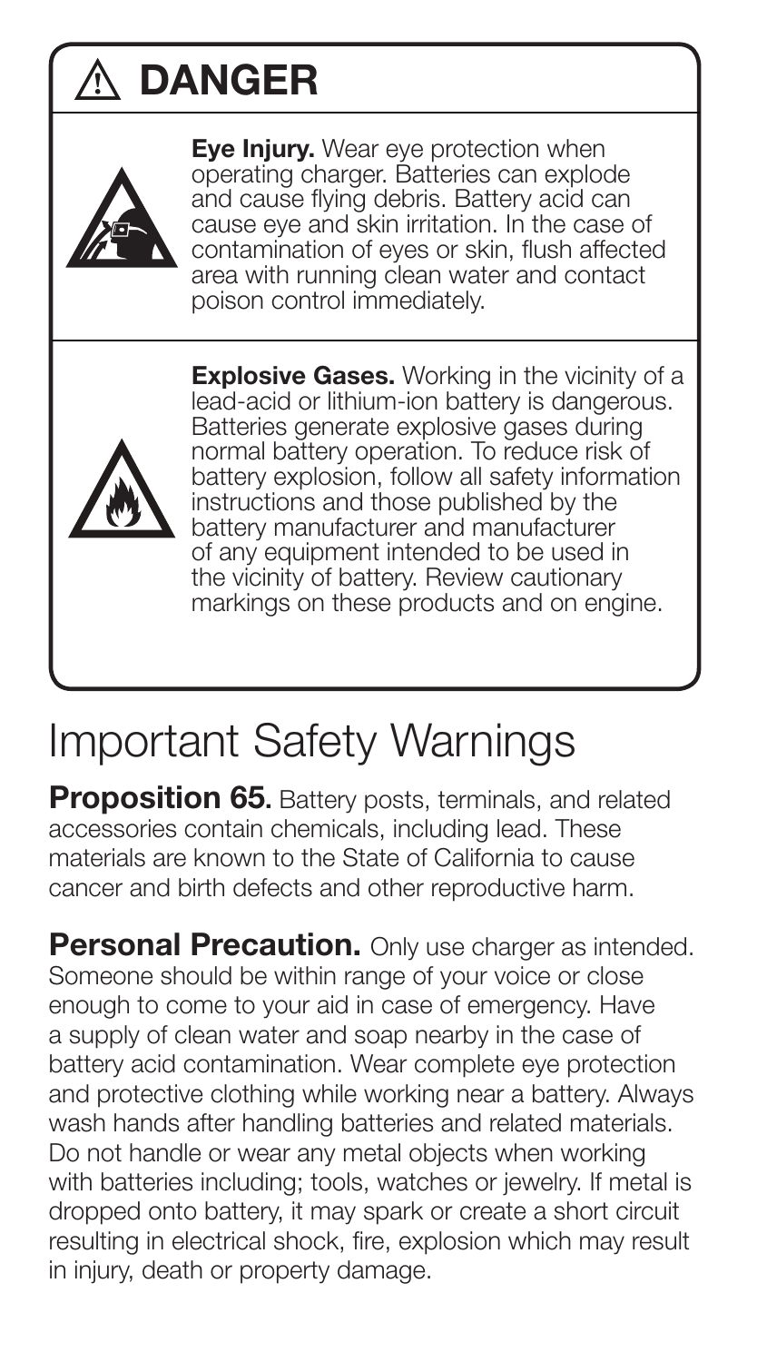# ⚠ DANGER

**Eye Injury.** Wear eye protection when operating charger. Batteries can explode and cause flying debris. Battery acid can cause eye and skin irritation. In the case of contamination of eyes or skin, flush affected area with running clean water and contact poison control immediately.

**Explosive Gases.** Working in the vicinity of a lead-acid or lithium-ion battery is dangerous. Batteries generate explosive gases during normal battery operation. To reduce risk of battery explosion, follow all safety information instructions and those published by the battery manufacturer and manufacturer of any equipment intended to be used in the vicinity of battery. Review cautionary markings on these products and on engine.

# Important Safety Warnings

**Proposition 65.** Battery posts, terminals, and related accessories contain chemicals, including lead. These materials are known to the State of California to cause cancer and birth defects and other reproductive harm.

**Personal Precaution.** Only use charger as intended. Someone should be within range of your voice or close enough to come to your aid in case of emergency. Have a supply of clean water and soap nearby in the case of battery acid contamination. Wear complete eye protection and protective clothing while working near a battery. Always wash hands after handling batteries and related materials. Do not handle or wear any metal objects when working with batteries including; tools, watches or jewelry. If metal is dropped onto battery, it may spark or create a short circuit resulting in electrical shock, fire, explosion which may result in injury, death or property damage.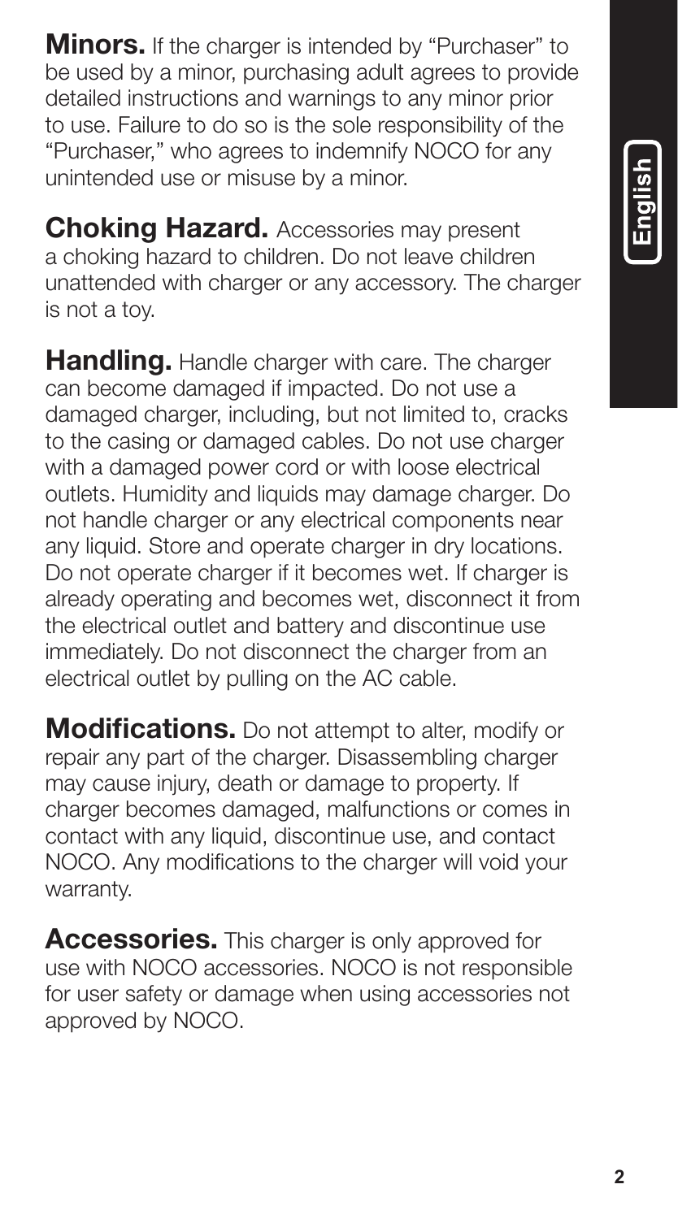**Minors.** If the charger is intended by "Purchaser" to be used by a minor, purchasing adult agrees to provide detailed instructions and warnings to any minor prior to use. Failure to do so is the sole responsibility of the "Purchaser," who agrees to indemnify NOCO for any unintended use or misuse by a minor.

**Choking Hazard.** Accessories may present a choking hazard to children. Do not leave children unattended with charger or any accessory. The charger is not a toy.

**Handling.** Handle charger with care. The charger can become damaged if impacted. Do not use a damaged charger, including, but not limited to, cracks to the casing or damaged cables. Do not use charger with a damaged power cord or with loose electrical outlets. Humidity and liquids may damage charger. Do not handle charger or any electrical components near any liquid. Store and operate charger in dry locations. Do not operate charger if it becomes wet. If charger is already operating and becomes wet, disconnect it from the electrical outlet and battery and discontinue use immediately. Do not disconnect the charger from an electrical outlet by pulling on the AC cable.

**Modifications.** Do not attempt to alter, modify or repair any part of the charger. Disassembling charger may cause injury, death or damage to property. If charger becomes damaged, malfunctions or comes in contact with any liquid, discontinue use, and contact NOCO. Any modifications to the charger will void your warranty.

**Accessories.** This charger is only approved for use with NOCO accessories. NOCO is not responsible for user safety or damage when using accessories not approved by NOCO.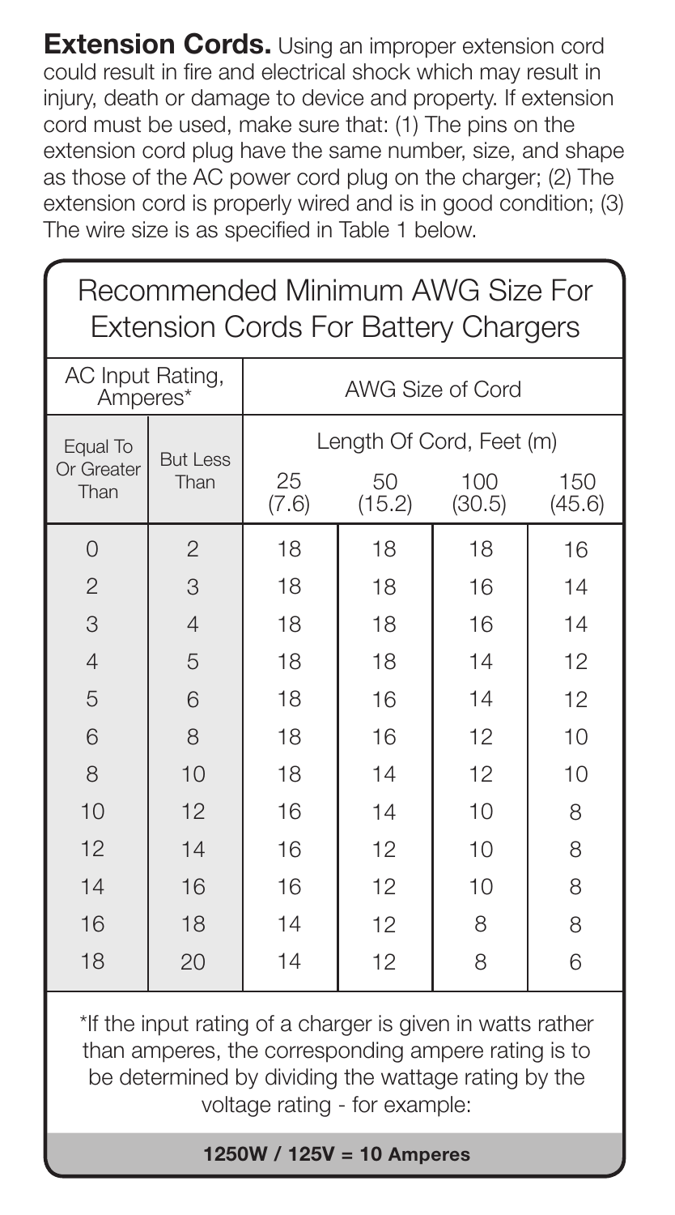**Extension Cords.** Using an improper extension cord could result in fire and electrical shock which may result in injury, death or damage to device and property. If extension cord must be used, make sure that: (1) The pins on the extension cord plug have the same number, size, and shape as those of the AC power cord plug on the charger; (2) The extension cord is properly wired and is in good condition; (3) The wire size is as specified in Table 1 below.

## Recommended Minimum AWG Size For Extension Cords For Battery Chargers

| AC Input Rating, Amperes* | | AWG Size of Cord | | | |
|---|---|---|---|---|---|
| | | Length Of Cord, Feet (m) | | | |
| Equal To Or Greater Than | But Less Than | 25 (7.6) | 50 (15.2) | 100 (30.5) | 150 (45.6) |
| 0 | 2 | 18 | 18 | 18 | 16 |
| 2 | 3 | 18 | 18 | 16 | 14 |
| 3 | 4 | 18 | 18 | 16 | 14 |
| 4 | 5 | 18 | 18 | 14 | 12 |
| 5 | 6 | 18 | 16 | 14 | 12 |
| 6 | 8 | 18 | 16 | 12 | 10 |
| 8 | 10 | 18 | 14 | 12 | 10 |
| 10 | 12 | 16 | 14 | 10 | 8 |
| 12 | 14 | 16 | 12 | 10 | 8 |
| 14 | 16 | 16 | 12 | 10 | 8 |
| 16 | 18 | 14 | 12 | 8 | 8 |
| 18 | 20 | 14 | 12 | 8 | 6 |

*If the input rating of a charger is given in watts rather than amperes, the corresponding ampere rating is to be determined by dividing the wattage rating by the voltage rating - for example:

**1250W / 125V = 10 Amperes**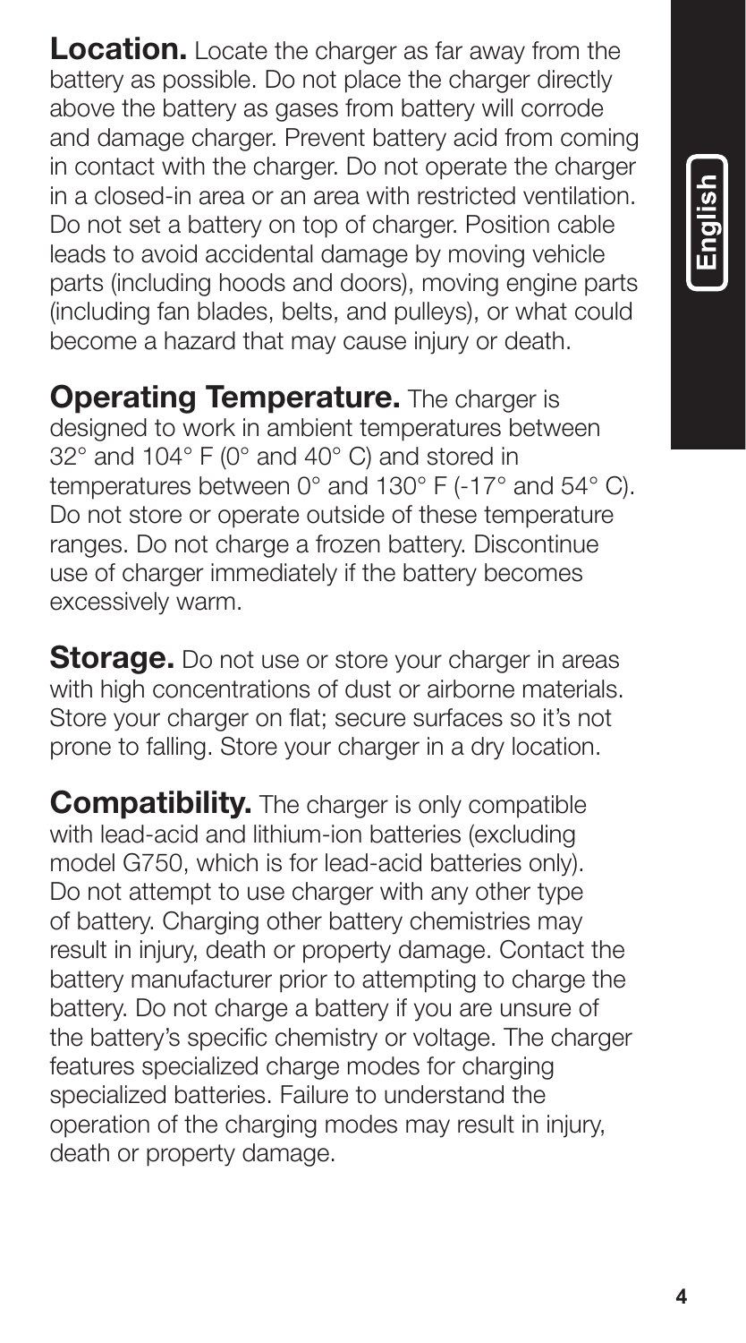**Location.** Locate the charger as far away from the battery as possible. Do not place the charger directly above the battery as gases from battery will corrode and damage charger. Prevent battery acid from coming in contact with the charger. Do not operate the charger in a closed-in area or an area with restricted ventilation. Do not set a battery on top of charger. Position cable leads to avoid accidental damage by moving vehicle parts (including hoods and doors), moving engine parts (including fan blades, belts, and pulleys), or what could become a hazard that may cause injury or death.

**Operating Temperature.** The charger is designed to work in ambient temperatures between 32° and 104° F (0° and 40° C) and stored in temperatures between 0° and 130° F (-17° and 54° C). Do not store or operate outside of these temperature ranges. Do not charge a frozen battery. Discontinue use of charger immediately if the battery becomes excessively warm.

**Storage.** Do not use or store your charger in areas with high concentrations of dust or airborne materials. Store your charger on flat; secure surfaces so it's not prone to falling. Store your charger in a dry location.

**Compatibility.** The charger is only compatible with lead-acid and lithium-ion batteries (excluding model G750, which is for lead-acid batteries only). Do not attempt to use charger with any other type of battery. Charging other battery chemistries may result in injury, death or property damage. Contact the battery manufacturer prior to attempting to charge the battery. Do not charge a battery if you are unsure of the battery's specific chemistry or voltage. The charger features specialized charge modes for charging specialized batteries. Failure to understand the operation of the charging modes may result in injury, death or property damage.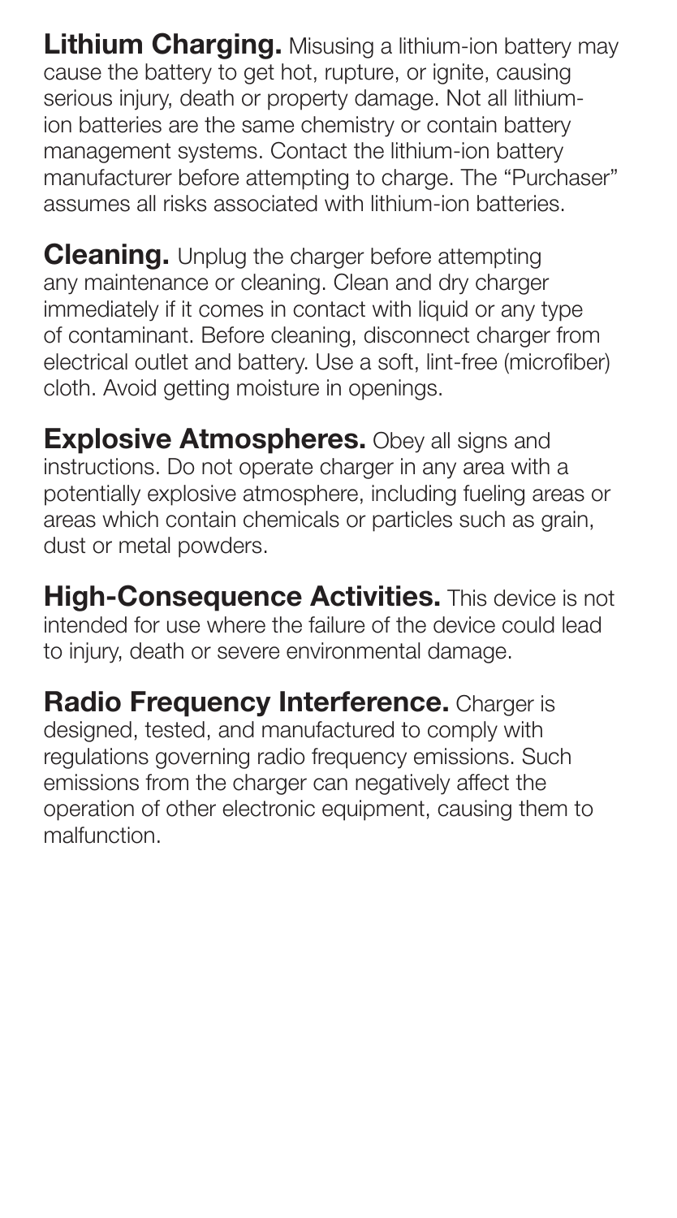**Lithium Charging.** Misusing a lithium-ion battery may cause the battery to get hot, rupture, or ignite, causing serious injury, death or property damage. Not all lithium-ion batteries are the same chemistry or contain battery management systems. Contact the lithium-ion battery manufacturer before attempting to charge. The "Purchaser" assumes all risks associated with lithium-ion batteries.

**Cleaning.** Unplug the charger before attempting any maintenance or cleaning. Clean and dry charger immediately if it comes in contact with liquid or any type of contaminant. Before cleaning, disconnect charger from electrical outlet and battery. Use a soft, lint-free (microfiber) cloth. Avoid getting moisture in openings.

**Explosive Atmospheres.** Obey all signs and instructions. Do not operate charger in any area with a potentially explosive atmosphere, including fueling areas or areas which contain chemicals or particles such as grain, dust or metal powders.

**High-Consequence Activities.** This device is not intended for use where the failure of the device could lead to injury, death or severe environmental damage.

**Radio Frequency Interference.** Charger is designed, tested, and manufactured to comply with regulations governing radio frequency emissions. Such emissions from the charger can negatively affect the operation of other electronic equipment, causing them to malfunction.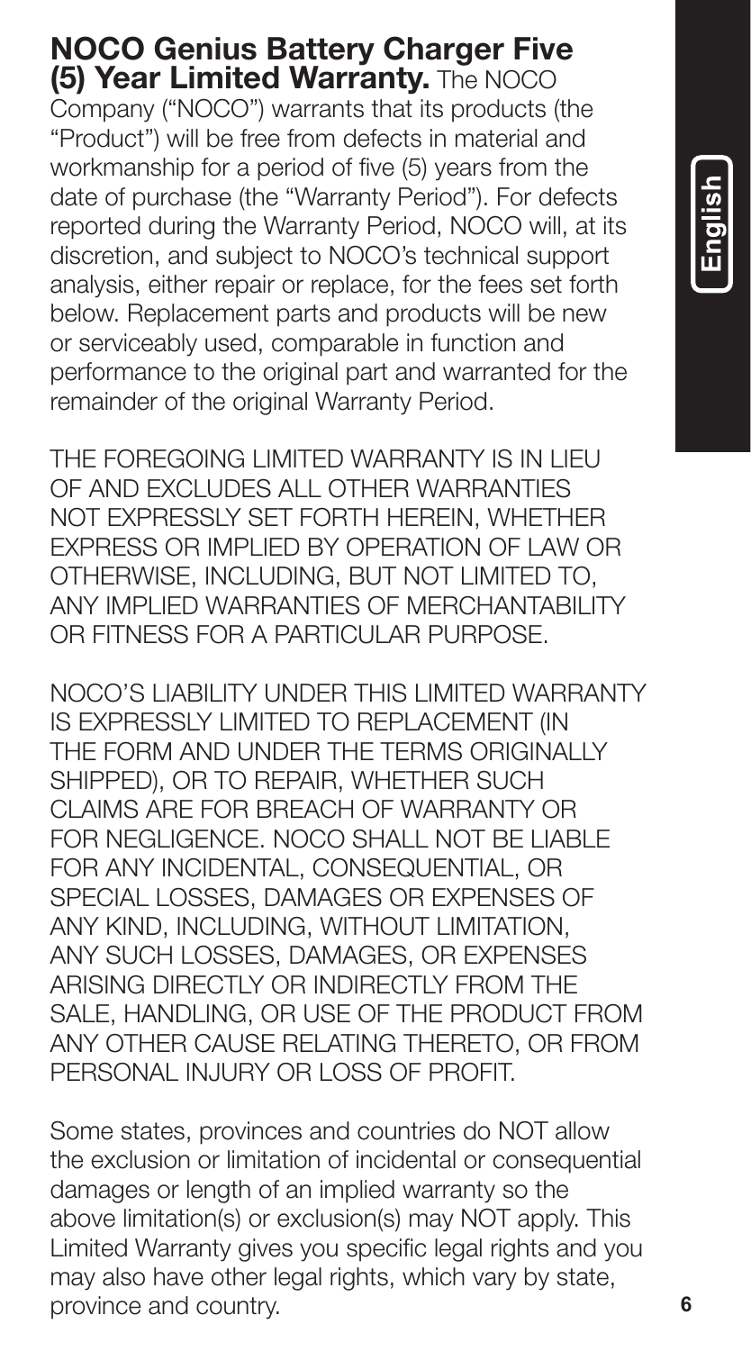**NOCO Genius Battery Charger Five (5) Year Limited Warranty.** The NOCO Company ("NOCO") warrants that its products (the "Product") will be free from defects in material and workmanship for a period of five (5) years from the date of purchase (the "Warranty Period"). For defects reported during the Warranty Period, NOCO will, at its discretion, and subject to NOCO's technical support analysis, either repair or replace, for the fees set forth below. Replacement parts and products will be new or serviceably used, comparable in function and performance to the original part and warranted for the remainder of the original Warranty Period.

THE FOREGOING LIMITED WARRANTY IS IN LIEU OF AND EXCLUDES ALL OTHER WARRANTIES NOT EXPRESSLY SET FORTH HEREIN, WHETHER EXPRESS OR IMPLIED BY OPERATION OF LAW OR OTHERWISE, INCLUDING, BUT NOT LIMITED TO, ANY IMPLIED WARRANTIES OF MERCHANTABILITY OR FITNESS FOR A PARTICULAR PURPOSE.

NOCO'S LIABILITY UNDER THIS LIMITED WARRANTY IS EXPRESSLY LIMITED TO REPLACEMENT (IN THE FORM AND UNDER THE TERMS ORIGINALLY SHIPPED), OR TO REPAIR, WHETHER SUCH CLAIMS ARE FOR BREACH OF WARRANTY OR FOR NEGLIGENCE. NOCO SHALL NOT BE LIABLE FOR ANY INCIDENTAL, CONSEQUENTIAL, OR SPECIAL LOSSES, DAMAGES OR EXPENSES OF ANY KIND, INCLUDING, WITHOUT LIMITATION, ANY SUCH LOSSES, DAMAGES, OR EXPENSES ARISING DIRECTLY OR INDIRECTLY FROM THE SALE, HANDLING, OR USE OF THE PRODUCT FROM ANY OTHER CAUSE RELATING THERETO, OR FROM PERSONAL INJURY OR LOSS OF PROFIT.

Some states, provinces and countries do NOT allow the exclusion or limitation of incidental or consequential damages or length of an implied warranty so the above limitation(s) or exclusion(s) may NOT apply. This Limited Warranty gives you specific legal rights and you may also have other legal rights, which vary by state, province and country.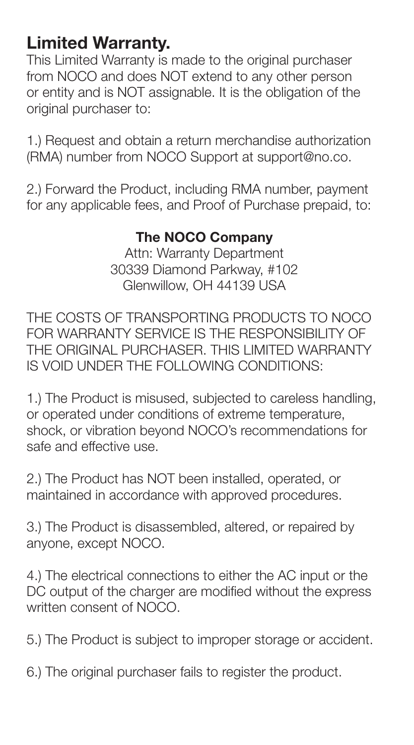## Limited Warranty.

This Limited Warranty is made to the original purchaser from NOCO and does NOT extend to any other person or entity and is NOT assignable. It is the obligation of the original purchaser to:

1.) Request and obtain a return merchandise authorization (RMA) number from NOCO Support at support@no.co.

2.) Forward the Product, including RMA number, payment for any applicable fees, and Proof of Purchase prepaid, to:

**The NOCO Company**
Attn: Warranty Department
30339 Diamond Parkway, #102
Glenwillow, OH 44139 USA

THE COSTS OF TRANSPORTING PRODUCTS TO NOCO FOR WARRANTY SERVICE IS THE RESPONSIBILITY OF THE ORIGINAL PURCHASER. THIS LIMITED WARRANTY IS VOID UNDER THE FOLLOWING CONDITIONS:

1.) The Product is misused, subjected to careless handling, or operated under conditions of extreme temperature, shock, or vibration beyond NOCO's recommendations for safe and effective use.

2.) The Product has NOT been installed, operated, or maintained in accordance with approved procedures.

3.) The Product is disassembled, altered, or repaired by anyone, except NOCO.

4.) The electrical connections to either the AC input or the DC output of the charger are modified without the express written consent of NOCO.

5.) The Product is subject to improper storage or accident.

6.) The original purchaser fails to register the product.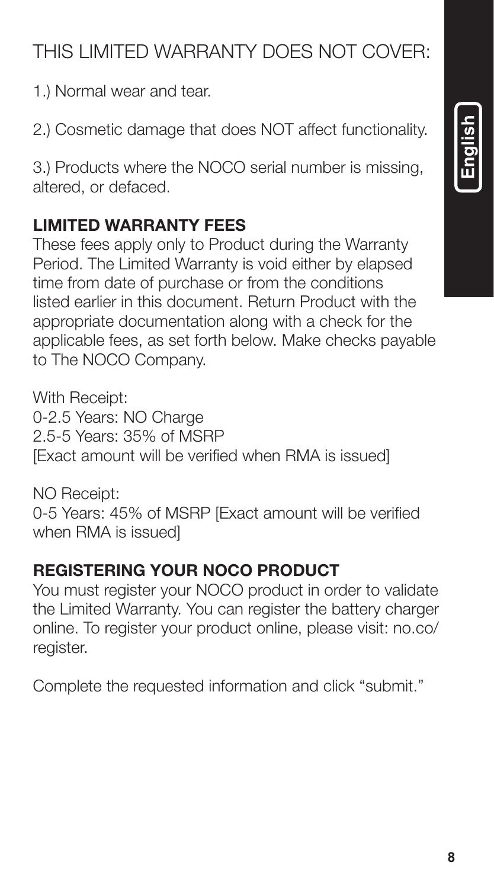## THIS LIMITED WARRANTY DOES NOT COVER:

1.) Normal wear and tear.

2.) Cosmetic damage that does NOT affect functionality.

3.) Products where the NOCO serial number is missing, altered, or defaced.

**LIMITED WARRANTY FEES**

These fees apply only to Product during the Warranty Period. The Limited Warranty is void either by elapsed time from date of purchase or from the conditions listed earlier in this document. Return Product with the appropriate documentation along with a check for the applicable fees, as set forth below. Make checks payable to The NOCO Company.

With Receipt:
0-2.5 Years: NO Charge
2.5-5 Years: 35% of MSRP
[Exact amount will be verified when RMA is issued]

NO Receipt:
0-5 Years: 45% of MSRP [Exact amount will be verified when RMA is issued]

**REGISTERING YOUR NOCO PRODUCT**

You must register your NOCO product in order to validate the Limited Warranty. You can register the battery charger online. To register your product online, please visit: no.co/register.

Complete the requested information and click "submit."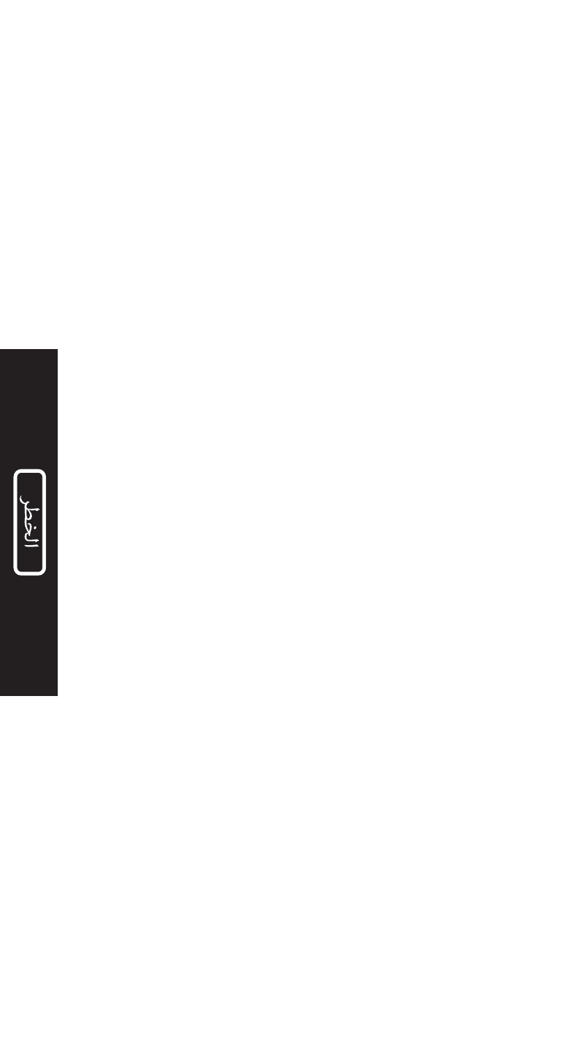الخطر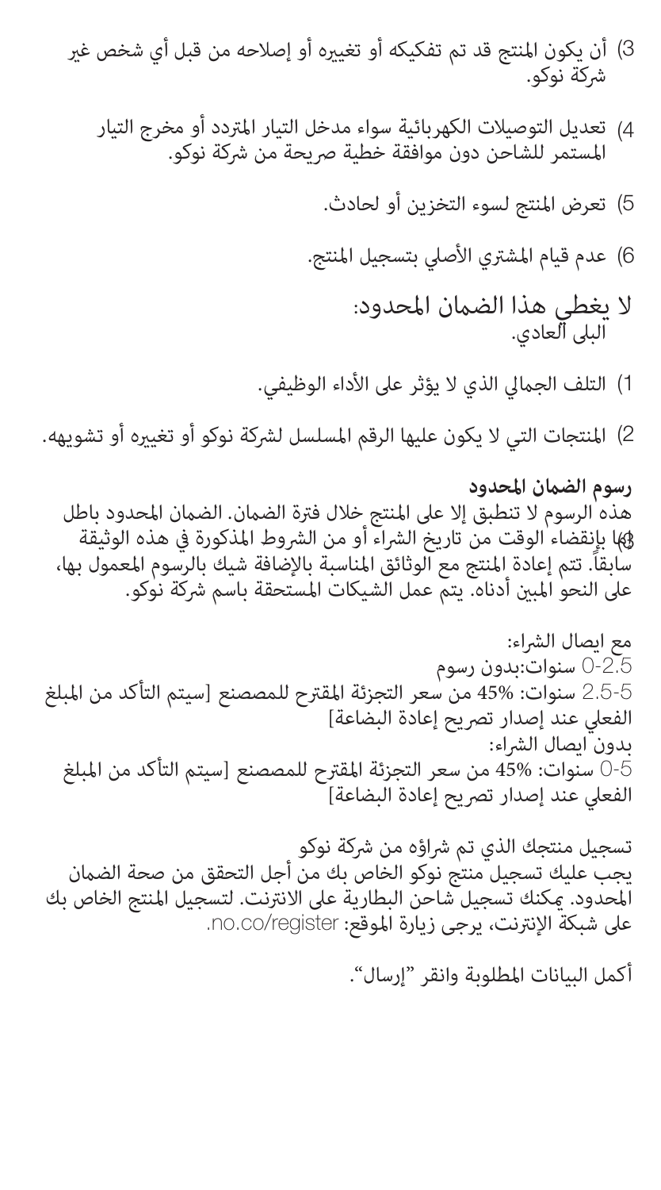3) أن يكون المنتج قد تم تفكيكه أو تغييره أو إصلاحه من قبل أي شخص غير شركة نوكو.

4) تعديل التوصيلات الكهربائية سواء مدخل التيار المتردد أو مخرج التيار المستمر للشاحن دون موافقة خطية صريحة من شركة نوكو.

5) تعرض المنتج لسوء التخزين أو لحادث.

6) عدم قيام المشتري الأصلي بتسجيل المنتج.

لا يغطي هذا الضمان المحدود:
البلى العادي.

1) التلف الجمالي الذي لا يؤثر على الأداء الوظيفي.

2) المنتجات التي لا يكون عليها الرقم المسلسل لشركة نوكو أو تغييره أو تشويهه.

**رسوم الضمان المحدود**

هذه الرسوم لا تنطبق إلا على المنتج خلال فترة الضمان. الضمان المحدود باطل لاغٍ بانقضاء الوقت من تاريخ الشراء أو من الشروط المذكورة في هذه الوثيقة سابقاً. تتم إعادة المنتج مع الوثائق المناسبة بالإضافة شيك بالرسوم المعمول بها، على النحو المبين أدناه. يتم عمل الشيكات المستحقة باسم شركة نوكو.

مع ايصال الشراء:
0-2.5 سنوات:بدون رسوم
2.5-5 سنوات: 45% من سعر التجزئة المقترح للمصنع [سيتم التأكد من المبلغ الفعلي عند إصدار تصريح إعادة البضاعة]
بدون ايصال الشراء:
0-5 سنوات: 45% من سعر التجزئة المقترح للمصنع [سيتم التأكد من المبلغ الفعلي عند إصدار تصريح إعادة البضاعة]

تسجيل منتجك الذي تم شراؤه من شركة نوكو
يجب عليك تسجيل منتج نوكو الخاص بك من أجل التحقق من صحة الضمان المحدود. يمكنك تسجيل شاحن البطارية على الانترنت. لتسجيل المنتج الخاص بك على شبكة الإنترنت، يرجى زيارة الموقع: no.co/register.

أكمل البيانات المطلوبة وانقر "إرسال".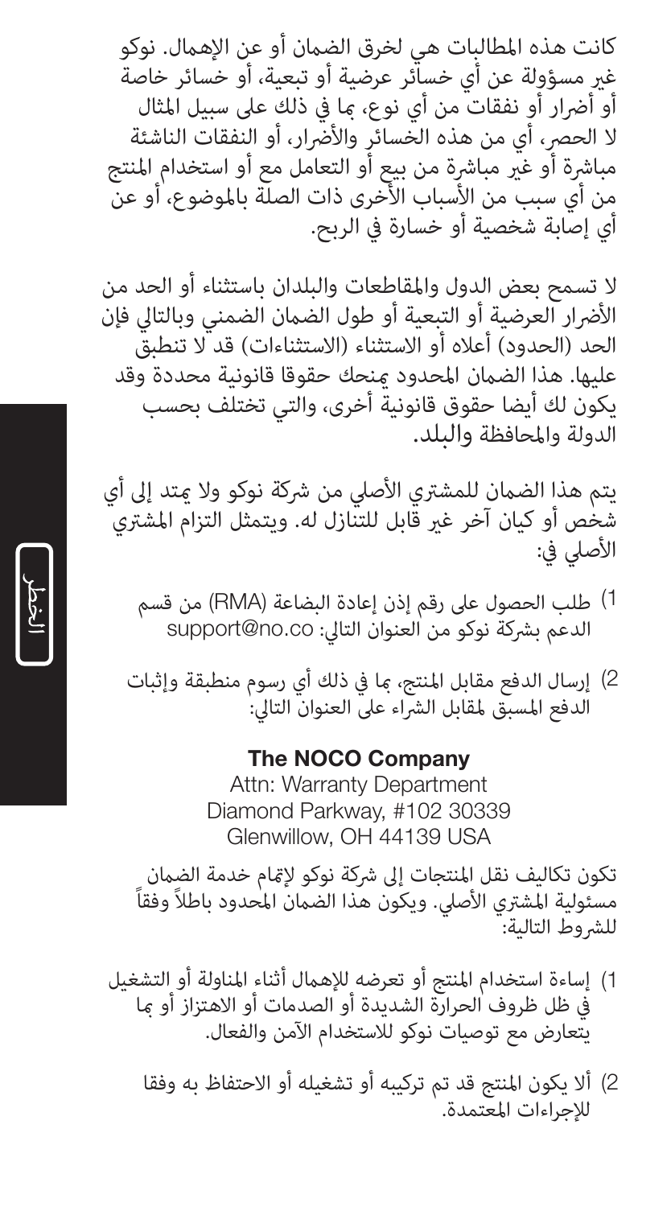كانت هذه المطالبات هي لخرق الضمان أو عن الإهمال. نوكو غير مسؤولة عن أي خسائر عرضية أو تبعية، أو خسائر خاصة أو أضرار أو نفقات من أي نوع، بما في ذلك على سبيل المثال لا الحصر، أي من هذه الخسائر والأضرار، أو النفقات الناشئة مباشرة أو غير مباشرة من بيع أو التعامل مع أو استخدام المنتج من أي سبب من الأسباب الأخرى ذات الصلة بالموضوع، أو عن أي إصابة شخصية أو خسارة في الربح.

لا تسمح بعض الدول والمقاطعات والبلدان باستثناء أو الحد من الأضرار العرضية أو التبعية أو طول الضمان الضمني وبالتالي فإن الحد (الحدود) أعلاه أو الاستثناء (الاستثناءات) قد لا تنطبق عليها. هذا الضمان المحدود يمنحك حقوقا قانونية محددة وقد يكون لك أيضا حقوق قانونية أخرى، والتي تختلف بحسب الدولة والمحافظة والبلد.

يتم هذا الضمان للمشتري الأصلي من شركة نوكو ولا يمتد إلى أي شخص أو كيان آخر غير قابل للتنازل له. ويتمثل التزام المشتري الأصلي في:

1) طلب الحصول على رقم إذن إعادة البضاعة (RMA) من قسم الدعم بشركة نوكو من العنوان التالي: support@no.co

2) إرسال الدفع مقابل المنتج، بما في ذلك أي رسوم منطبقة وإثبات الدفع المسبق لمقابل الشراء على العنوان التالي:

**The NOCO Company**
Attn: Warranty Department
Diamond Parkway, #102 30339
Glenwillow, OH 44139 USA

تكون تكاليف نقل المنتجات إلى شركة نوكو لإتمام خدمة الضمان مسئولية المشتري الأصلي. ويكون هذا الضمان المحدود باطلاً وفقاً للشروط التالية:

1) إساءة استخدام المنتج أو تعرضه للإهمال أثناء المناولة أو التشغيل في ظل ظروف الحرارة الشديدة أو الصدمات أو الاهتزاز أو بما يتعارض مع توصيات نوكو للاستخدام الآمن والفعال.

2) ألا يكون المنتج قد تم تركيبه أو تشغيله أو الاحتفاظ به وفقا للإجراءات المعتمدة.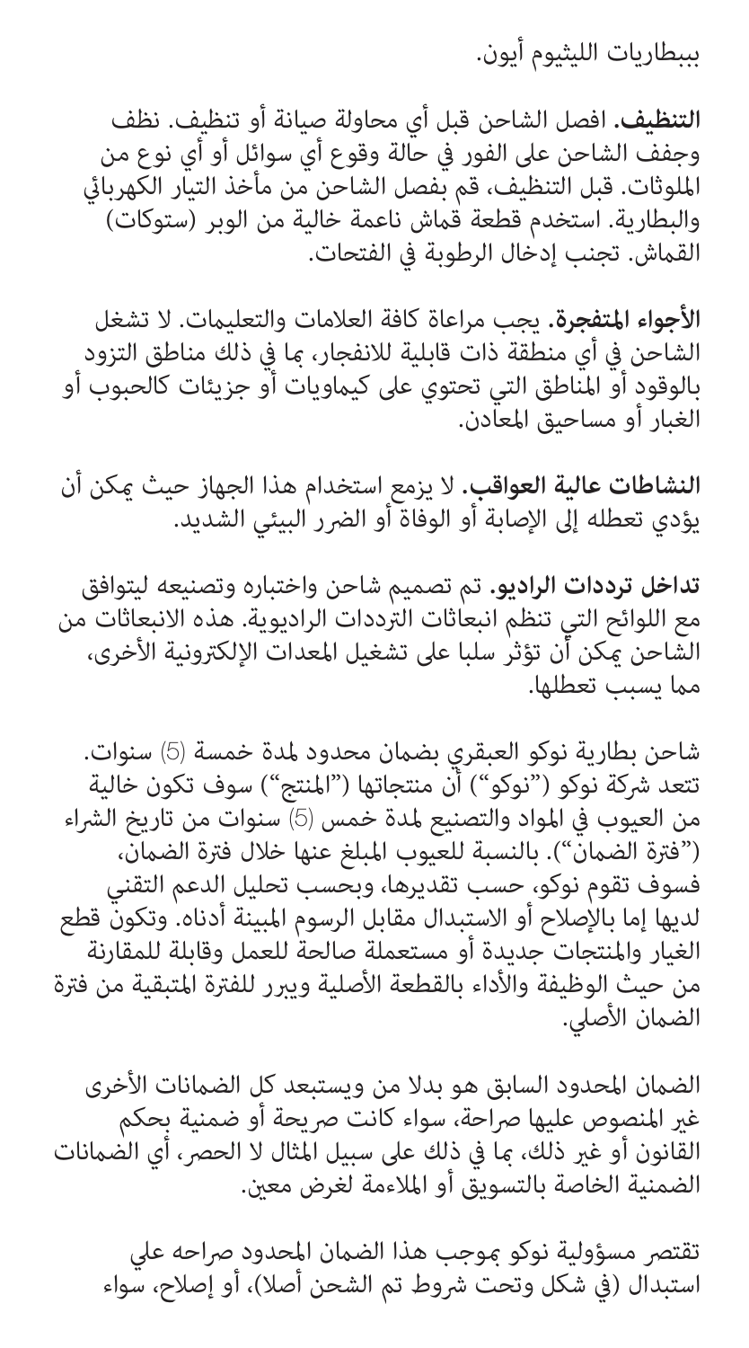ببطاريات الليثيوم أيون.

**التنظيف.** افصل الشاحن قبل أي محاولة صيانة أو تنظيف. نظف وجفف الشاحن على الفور في حالة وقوع أي سوائل أو أي نوع من الملوثات. قبل التنظيف، قم بفصل الشاحن من مأخذ التيار الكهربائي والبطارية. استخدم قطعة قماش ناعمة خالية من الوبر (ستوكات) القماش. تجنب إدخال الرطوبة في الفتحات.

**الأجواء المتفجرة.** يجب مراعاة كافة العلامات والتعليمات. لا تشغل الشاحن في أي منطقة ذات قابلية للانفجار، بما في ذلك مناطق التزود بالوقود أو المناطق التي تحتوي على كيماويات أو جزيئات كالحبوب أو الغبار أو مساحيق المعادن.

**النشاطات عالية العواقب.** لا يزمع استخدام هذا الجهاز حيث يمكن أن يؤدي تعطله إلى الإصابة أو الوفاة أو الضرر البيئي الشديد.

**تداخل ترددات الراديو.** تم تصميم شاحن واختباره وتصنيعه ليتوافق مع اللوائح التي تنظم انبعاثات الترددات الراديوية. هذه الانبعاثات من الشاحن يمكن أن تؤثر سلبا على تشغيل المعدات الإلكترونية الأخرى، مما يسبب تعطلها.

شاحن بطارية نوكو العبقري بضمان محدود لمدة خمسة (5) سنوات. تتعد شركة نوكو ("نوكو") أن منتجاتها ("المنتج") سوف تكون خالية من العيوب في المواد والتصنيع لمدة خمس (5) سنوات من تاريخ الشراء ("فترة الضمان"). بالنسبة للعيوب المبلغ عنها خلال فترة الضمان، فسوف تقوم نوكو، حسب تقديرها، وبحسب تحليل الدعم التقني لديها إما بالإصلاح أو الاستبدال مقابل الرسوم المبينة أدناه. وتكون قطع الغيار والمنتجات جديدة أو مستعملة صالحة للعمل وقابلة للمقارنة من حيث الوظيفة والأداء بالقطعة الأصلية ويبرر للفترة المتبقية من فترة الضمان الأصلي.

الضمان المحدود السابق هو بدلا من ويستبعد كل الضمانات الأخرى غير المنصوص عليها صراحة، سواء كانت صريحة أو ضمنية بحكم القانون أو غير ذلك، بما في ذلك على سبيل المثال لا الحصر، أي الضمانات الضمنية الخاصة بالتسويق أو الملاءمة لغرض معين.

تقتصر مسؤولية نوكو بموجب هذا الضمان المحدود صراحه على استبدال (في شكل وتحت شروط تم الشحن أصلا)، أو إصلاح، سواء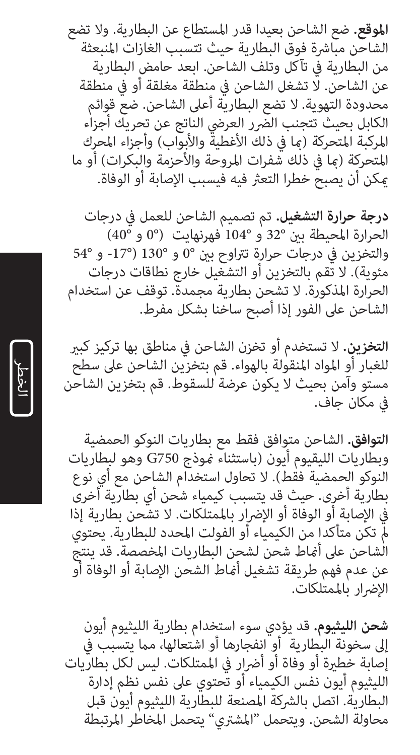**الموقع.** ضع الشاحن بعيدا قدر المستطاع عن البطارية. ولا تضع الشاحن مباشرة فوق البطارية حيث تتسبب الغازات المنبعثة من البطارية في تآكل وتلف الشاحن. ابعد حامض البطارية عن الشاحن. لا تشغل الشاحن في منطقة مغلقة أو في منطقة محدودة التهوية. لا تضع البطارية أعلى الشاحن. ضع قوائم الكابل بحيث تتجنب الضرر العرضي الناتج عن تحريك أجزاء المركبة المتحركة (بما في ذلك الأغطية والأبواب) وأجزاء المحرك المتحركة (بما في ذلك شفرات المروحة والأحزمة والبكرات) أو ما يمكن أن يصبح خطرا التعثر فيه فيسبب الإصابة أو الوفاة.

**درجة حرارة التشغيل.** تم تصميم الشاحن للعمل في درجات الحرارة المحيطة بين 32° و 104° فهرنهايت (0° و 40°) والتخزين في درجات حرارة تتراوح بين 0° و 130° (17°- و 54° مئوية). لا تقم بالتخزين أو التشغيل خارج نطاقات درجات الحرارة المذكورة. لا تشحن بطارية مجمدة. توقف عن استخدام الشاحن على الفور إذا أصبح ساخنا بشكل مفرط.

**التخزين.** لا تستخدم أو تخزن الشاحن في مناطق بها تركيز كبير للغبار أو المواد المنقولة بالهواء. قم بتخزين الشاحن على سطح مستو وآمن بحيث لا يكون عرضة للسقوط. قم بتخزين الشاحن في مكان جاف.

**التوافق.** الشاحن متوافق فقط مع بطاريات النوكو الحمضية وبطاريات الليثيوم أيون (باستثناء نموذج G750 وهو لبطاريات النوكو الحمضية فقط). لا تحاول استخدام الشاحن مع أي نوع بطارية أخرى. حيث قد يتسبب كيمياء شحن أي بطارية أخرى في الإصابة أو الوفاة أو الإضرار بالممتلكات. لا تشحن بطارية إذا لم تكن متأكدا من الكيمياء أو الفولت المحدد للبطارية. يحتوي الشاحن على أنماط شحن لشحن البطاريات المخصصة. قد ينتج عن عدم فهم طريقة تشغيل أنماط الشحن الإصابة أو الوفاة أو الإضرار بالممتلكات.

**شحن الليثيوم.** قد يؤدي سوء استخدام بطارية الليثيوم أيون إلى سخونة البطارية أو انفجارها أو اشتعالها، مما يتسبب في إصابة خطيرة أو وفاة أو أضرار في الممتلكات. ليس لكل بطاريات الليثيوم أيون نفس الكيمياء أو تحتوي على نفس نظم إدارة البطارية. اتصل بالشركة المصنعة للبطارية الليثيوم أيون قبل محاولة الشحن. ويتحمل "المشتري" يتحمل المخاطر المرتبطة

الخطر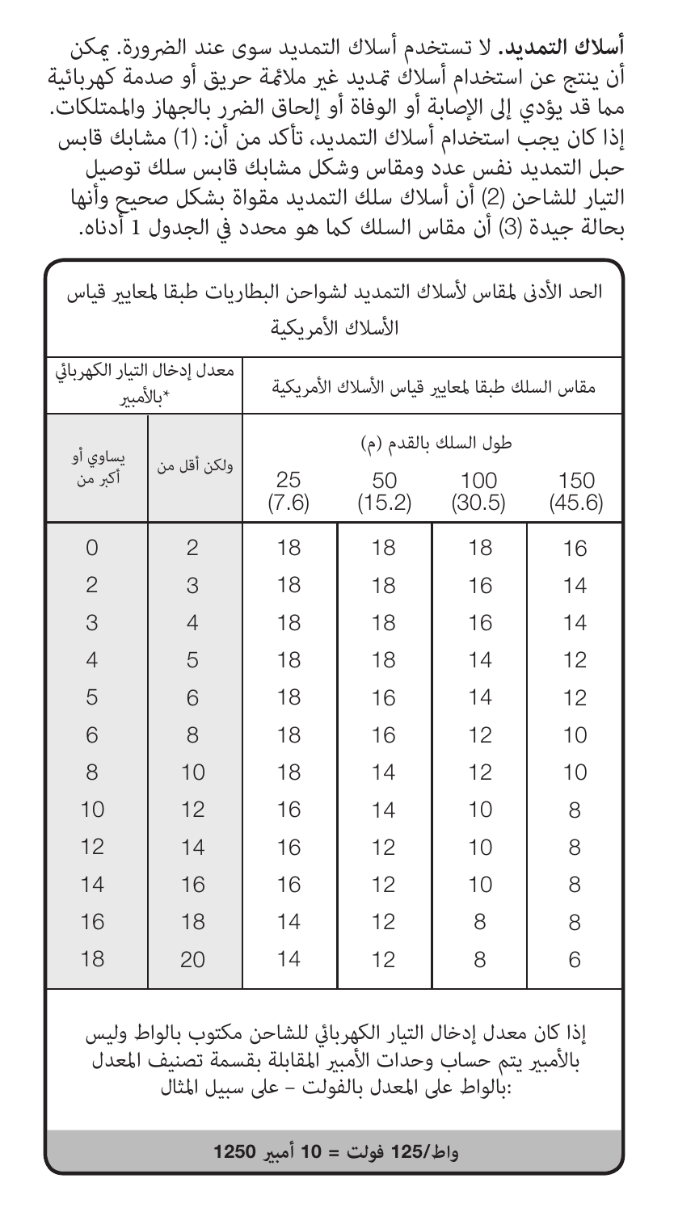**أسلاك التمديد.** لا تستخدم أسلاك التمديد سوى عند الضرورة. يمكن أن ينتج عن استخدام أسلاك تمديد غير ملائمة حريق أو صدمة كهربائية مما قد يؤدي إلى الإصابة أو الوفاة أو إلحاق الضرر بالجهاز والممتلكات. إذا كان يجب استخدام أسلاك التمديد، تأكد من أن: (1) مشابك قابس حبل التمديد نفس عدد ومقاس وشكل مشابك قابس سلك توصيل التيار للشاحن (2) أن أسلاك سلك التمديد مقواة بشكل صحيح وأنها بحالة جيدة (3) أن مقاس السلك كما هو محدد في الجدول 1 أدناه.

| الحد الأدنى لمقاس لأسلاك التمديد لشواحن البطاريات طبقا لمعايير قياس الأسلاك الأمريكية | | | | | |
|---|---|---|---|---|---|
| معدل إدخال التيار الكهربائي *بالأمبير | | مقاس السلك طبقا لمعايير قياس الأسلاك الأمريكية | | | |
| | | طول السلك بالقدم (م) | | | |
| يساوي أو أكبر من | ولكن أقل من | 25 (7.6) | 50 (15.2) | 100 (30.5) | 150 (45.6) |
| 0 | 2 | 18 | 18 | 18 | 16 |
| 2 | 3 | 18 | 18 | 16 | 14 |
| 3 | 4 | 18 | 18 | 16 | 14 |
| 4 | 5 | 18 | 18 | 14 | 12 |
| 5 | 6 | 18 | 16 | 14 | 12 |
| 6 | 8 | 18 | 16 | 12 | 10 |
| 8 | 10 | 18 | 14 | 12 | 10 |
| 10 | 12 | 16 | 14 | 10 | 8 |
| 12 | 14 | 16 | 12 | 10 | 8 |
| 14 | 16 | 16 | 12 | 10 | 8 |
| 16 | 18 | 14 | 12 | 8 | 8 |
| 18 | 20 | 14 | 12 | 8 | 6 |

إذا كان معدل إدخال التيار الكهربائي للشاحن مكتوب بالواط وليس بالأمبير يتم حساب وحدات الأمبير المقابلة بقسمة تصنيف المعدل بالواط على المعدل بالفولت – على سبيل المثال:

**1250 واط/125 فولت = 10 أمبير**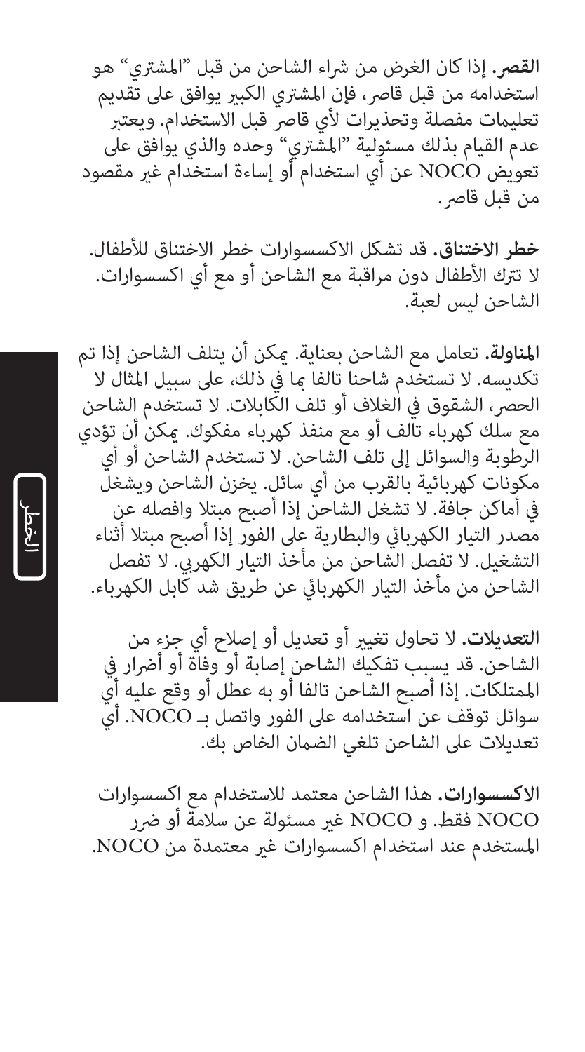**القصر.** إذا كان الغرض من شراء الشاحن من قبل "المشتري" هو استخدامه من قبل قاصر، فإن المشتري الكبير يوافق على تقديم تعليمات مفصلة وتحذيرات لأي قاصر قبل الاستخدام. ويعتبر عدم القيام بذلك مسئولية "المشتري" وحده والذي يوافق على تعويض NOCO عن أي استخدام أو إساءة استخدام غير مقصود من قبل قاصر.

**خطر الاختناق.** قد تشكل الاكسسوارات خطر الاختناق للأطفال. لا تترك الأطفال دون مراقبة مع الشاحن أو مع أي اكسسوارات. الشاحن ليس لعبة.

**المناولة.** تعامل مع الشاحن بعناية. يمكن أن يتلف الشاحن إذا تم تكديسه. لا تستخدم شاحنا تالفا بما في ذلك، على سبيل المثال لا الحصر، الشقوق في الغلاف أو تلف الكابلات. لا تستخدم الشاحن مع سلك كهرباء تالف أو مع منفذ كهرباء مفكوك. يمكن أن تؤدي الرطوبة والسوائل إلى تلف الشاحن. لا تستخدم الشاحن أو أي مكونات كهربائية بالقرب من أي سائل. يخزن الشاحن ويشغل في أماكن جافة. لا تشغل الشاحن إذا أصبح مبتلا وافصله عن مصدر التيار الكهربائي والبطارية على الفور إذا أصبح مبتلا أثناء التشغيل. لا تفصل الشاحن من مأخذ التيار الكهربي. لا تفصل الشاحن من مأخذ التيار الكهربائي عن طريق شد كابل الكهرباء.

**التعديلات.** لا تحاول تغيير أو تعديل أو إصلاح أي جزء من الشاحن. قد يسبب تفكيك الشاحن إصابة أو وفاة أو أضرار في الممتلكات. إذا أصبح الشاحن تالفا أو به عطل أو وقع عليه أي سوائل توقف عن استخدامه على الفور واتصل بـ NOCO. أي تعديلات على الشاحن تلغي الضمان الخاص بك.

**الاكسسوارات.** هذا الشاحن معتمد للاستخدام مع اكسسوارات NOCO فقط. و NOCO غير مسئولة عن سلامة أو ضرر المستخدم عند استخدام اكسسوارات غير معتمدة من NOCO.

الخطر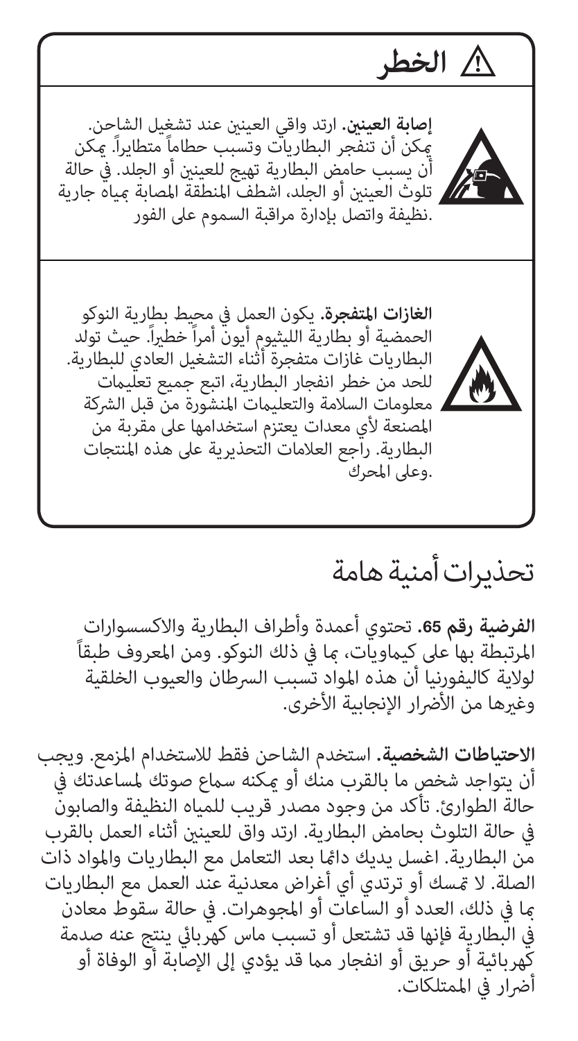## ⚠ الخطر

**إصابة العينين.** ارتد واقي العينين عند تشغيل الشاحن. يمكن أن تنفجر البطاريات وتسبب حطاماً متطايراً. يمكن أن يسبب حامض البطارية تهيج للعينين أو الجلد. في حالة تلوث العينين أو الجلد، اشطف المنطقة المصابة بمياه جارية نظيفة واتصل بإدارة مراقبة السموم على الفور.

**الغازات المتفجرة.** يكون العمل في محيط بطارية النوكو الحمضية أو بطارية الليثيوم أيون أمراً خطيراً. حيث تولد البطاريات غازات متفجرة أثناء التشغيل العادي للبطارية. للحد من خطر انفجار البطارية، اتبع جميع تعليمات معلومات السلامة والتعليمات المنشورة من قبل الشركة المصنعة لأي معدات يعتزم استخدامها على مقربة من البطارية. راجع العلامات التحذيرية على هذه المنتجات وعلى المحرك.

# تحذيرات أمنية هامة

**الفرضية رقم 65.** تحتوي أعمدة وأطراف البطارية والاكسسوارات المرتبطة بها على كيماويات، بما في ذلك النوكو. ومن المعروف طبقاً لولاية كاليفورنيا أن هذه المواد تسبب السرطان والعيوب الخلقية وغيرها من الأضرار الإنجابية الأخرى.

**الاحتياطات الشخصية.** استخدم الشاحن فقط للاستخدام المزمع. ويجب أن يتواجد شخص ما بالقرب منك أو يمكنه سماع صوتك لمساعدتك في حالة الطوارئ. تأكد من وجود مصدر قريب للمياه النظيفة والصابون في حالة التلوث بحامض البطارية. ارتد واق للعينين أثناء العمل بالقرب من البطارية. اغسل يديك دائما بعد التعامل مع البطاريات والمواد ذات الصلة. لا تمسك أو ترتدي أي أغراض معدنية عند العمل مع البطاريات بما في ذلك، العدد أو الساعات أو المجوهرات. في حالة سقوط معادن في البطارية فإنها قد تشتعل أو تسبب ماس كهربائي ينتج عنه صدمة كهربائية أو حريق أو انفجار مما قد يؤدي إلى الإصابة أو الوفاة أو أضرار في الممتلكات.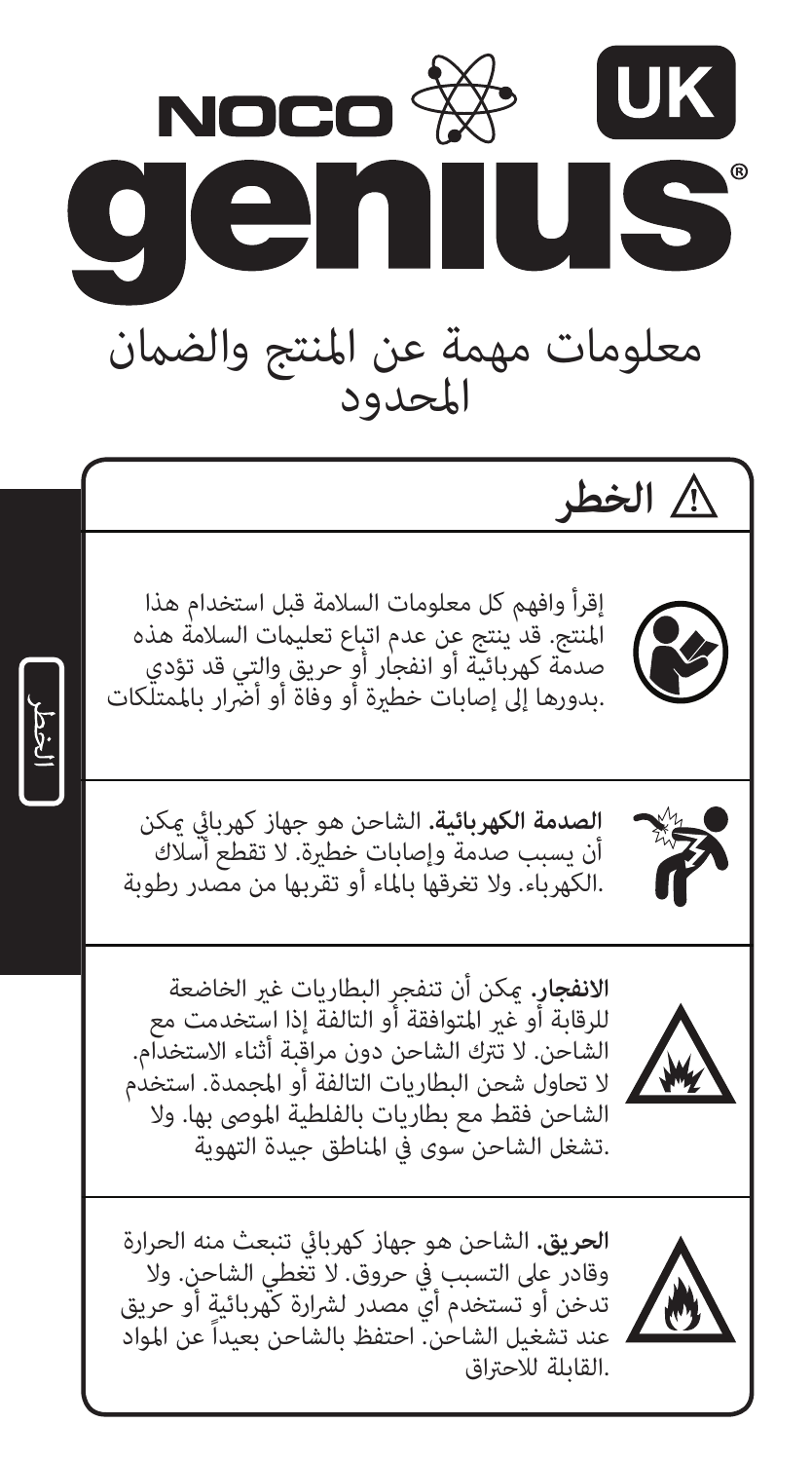# NOCO genius® UK

## معلومات مهمة عن المنتج والضمان المحدود

### ⚠ الخطر

إقرأ وافهم كل معلومات السلامة قبل استخدام هذا المنتج. قد ينتج عن عدم اتباع تعليمات السلامة هذه صدمة كهربائية أو انفجار أو حريق والتي قد تؤدي بدورها إلى إصابات خطيرة أو وفاة أو أضرار بالممتلكات.

**الصدمة الكهربائية.** الشاحن هو جهاز كهربائي يمكن أن يسبب صدمة وإصابات خطيرة. لا تقطع أسلاك الكهرباء. ولا تغرقها بالماء أو تقربها من مصدر رطوبة.

**الانفجار.** يمكن أن تنفجر البطاريات غير الخاضعة للرقابة أو غير المتوافقة أو التالفة إذا استخدمت مع الشاحن. لا تترك الشاحن دون مراقبة أثناء الاستخدام. لا تحاول شحن البطاريات التالفة أو المجمدة. استخدم الشاحن فقط مع بطاريات بالفلطية الموصى بها. ولا تشغل الشاحن سوى في المناطق جيدة التهوية.

**الحريق.** الشاحن هو جهاز كهربائي تنبعث منه الحرارة وقادر على التسبب في حروق. لا تغطي الشاحن. ولا تدخن أو تستخدم أي مصدر لشرارة كهربائية أو حريق عند تشغيل الشاحن. احتفظ بالشاحن بعيداً عن المواد القابلة للاحتراق.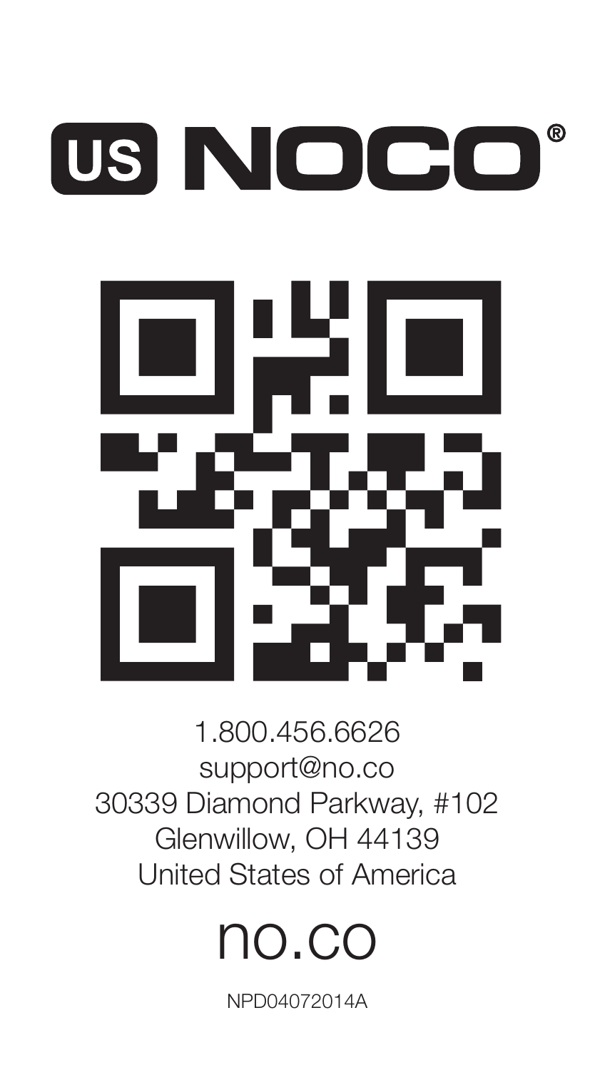# US NOCO®

1.800.456.6626
support@no.co
30339 Diamond Parkway, #102
Glenwillow, OH 44139
United States of America

no.co

NPD04072014A